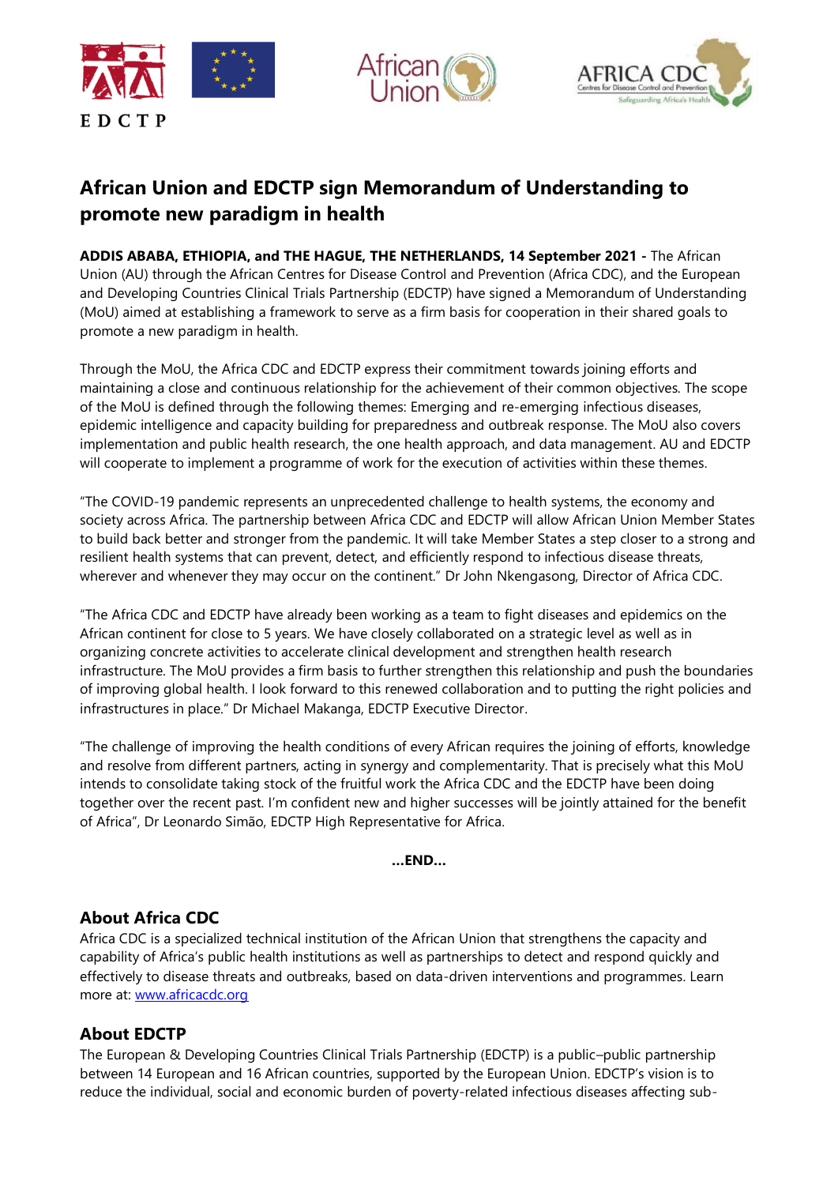# African Union and EDCTP sign Memorandum of Understanding to promote new paradigm in health

**ADDIS ABABA, ETHIOPIA, and THE HAGUE, THE NETHERLANDS, 14 September 2021 -** The African Union (AU) through the African Centres for Disease Control and Prevention (Africa CDC), and the European and Developing Countries Clinical Trials Partnership (EDCTP) have signed a Memorandum of Understanding (MoU) aimed at establishing a framework to serve as a firm basis for cooperation in their shared goals to promote a new paradigm in health.

Through the MoU, the Africa CDC and EDCTP express their commitment towards joining efforts and maintaining a close and continuous relationship for the achievement of their common objectives. The scope of the MoU is defined through the following themes: Emerging and re-emerging infectious diseases, epidemic intelligence and capacity building for preparedness and outbreak response. The MoU also covers implementation and public health research, the one health approach, and data management. AU and EDCTP will cooperate to implement a programme of work for the execution of activities within these themes.

"The COVID-19 pandemic represents an unprecedented challenge to health systems, the economy and society across Africa. The partnership between Africa CDC and EDCTP will allow African Union Member States to build back better and stronger from the pandemic. It will take Member States a step closer to a strong and resilient health systems that can prevent, detect, and efficiently respond to infectious disease threats, wherever and whenever they may occur on the continent." Dr John Nkengasong, Director of Africa CDC.

"The Africa CDC and EDCTP have already been working as a team to fight diseases and epidemics on the African continent for close to 5 years. We have closely collaborated on a strategic level as well as in organizing concrete activities to accelerate clinical development and strengthen health research infrastructure. The MoU provides a firm basis to further strengthen this relationship and push the boundaries of improving global health. I look forward to this renewed collaboration and to putting the right policies and infrastructures in place." Dr Michael Makanga, EDCTP Executive Director.

"The challenge of improving the health conditions of every African requires the joining of efforts, knowledge and resolve from different partners, acting in synergy and complementarity. That is precisely what this MoU intends to consolidate taking stock of the fruitful work the Africa CDC and the EDCTP have been doing together over the recent past. I'm confident new and higher successes will be jointly attained for the benefit of Africa", Dr Leonardo Simão, EDCTP High Representative for Africa.

**...END...**

## About Africa CDC

Africa CDC is a specialized technical institution of the African Union that strengthens the capacity and capability of Africa's public health institutions as well as partnerships to detect and respond quickly and effectively to disease threats and outbreaks, based on data-driven interventions and programmes. Learn more at: www.africacdc.org

## About EDCTP

The European & Developing Countries Clinical Trials Partnership (EDCTP) is a public–public partnership between 14 European and 16 African countries, supported by the European Union. EDCTP's vision is to reduce the individual, social and economic burden of poverty-related infectious diseases affecting sub-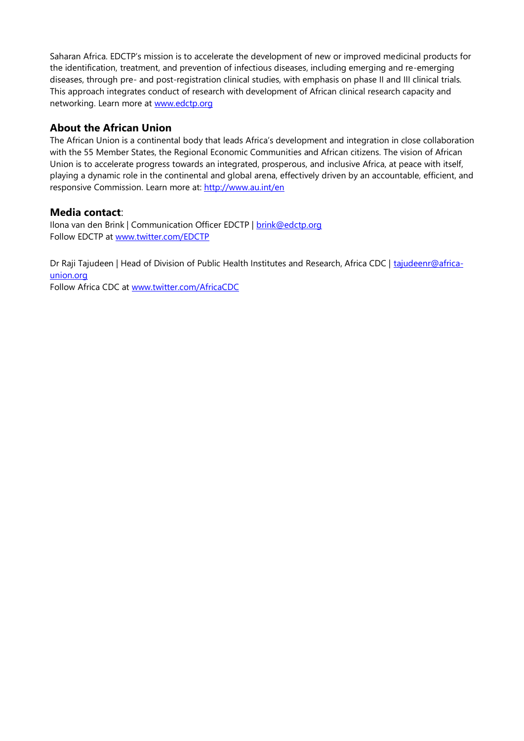Saharan Africa. EDCTP's mission is to accelerate the development of new or improved medicinal products for the identification, treatment, and prevention of infectious diseases, including emerging and re-emerging diseases, through pre- and post-registration clinical studies, with emphasis on phase II and III clinical trials. This approach integrates conduct of research with development of African clinical research capacity and networking. Learn more at www.edctp.org

## About the African Union

The African Union is a continental body that leads Africa's development and integration in close collaboration with the 55 Member States, the Regional Economic Communities and African citizens. The vision of African Union is to accelerate progress towards an integrated, prosperous, and inclusive Africa, at peace with itself, playing a dynamic role in the continental and global arena, effectively driven by an accountable, efficient, and responsive Commission. Learn more at: http://www.au.int/en

## Media contact:

Ilona van den Brink | Communication Officer EDCTP | brink@edctp.org
Follow EDCTP at www.twitter.com/EDCTP

Dr Raji Tajudeen | Head of Division of Public Health Institutes and Research, Africa CDC | tajudeenr@africa-union.org
Follow Africa CDC at www.twitter.com/AfricaCDC